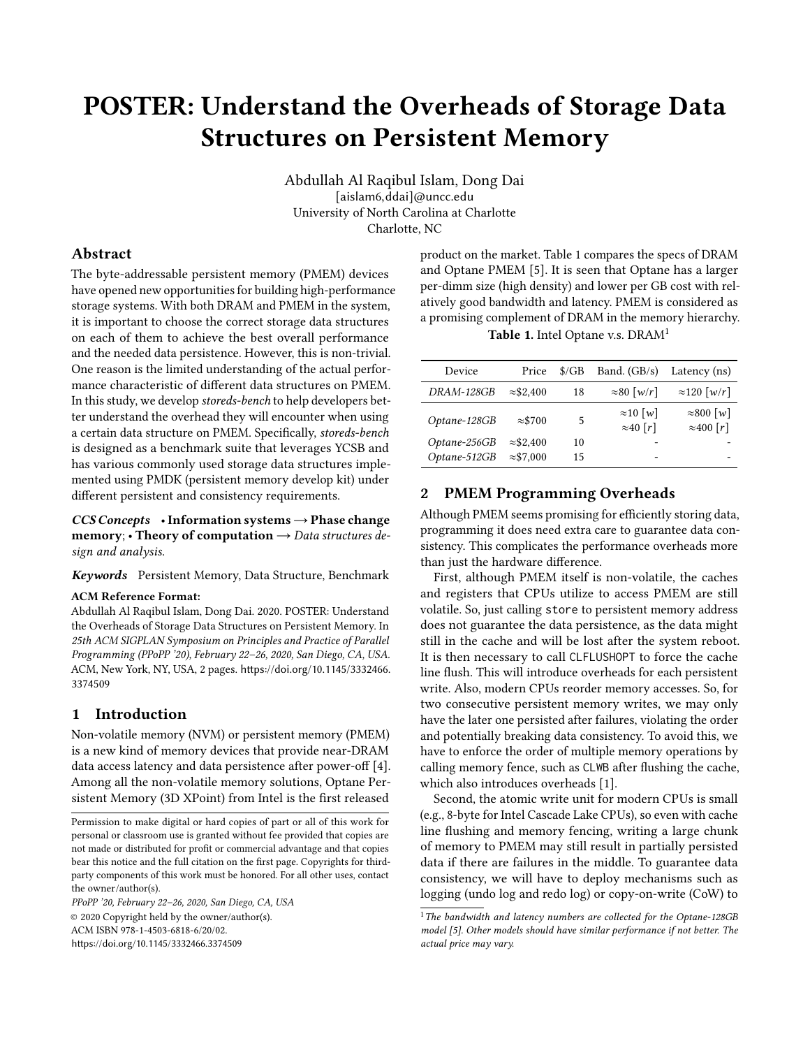# POSTER: Understand the Overheads of Storage Data Structures on Persistent Memory

Abdullah Al Raqibul Islam, Dong Dai
[aislam6,ddai]@uncc.edu
University of North Carolina at Charlotte
Charlotte, NC

## Abstract

The byte-addressable persistent memory (PMEM) devices have opened new opportunities for building high-performance storage systems. With both DRAM and PMEM in the system, it is important to choose the correct storage data structures on each of them to achieve the best overall performance and the needed data persistence. However, this is non-trivial. One reason is the limited understanding of the actual performance characteristic of different data structures on PMEM. In this study, we develop *storeds-bench* to help developers better understand the overhead they will encounter when using a certain data structure on PMEM. Specifically, *storeds-bench* is designed as a benchmark suite that leverages YCSB and has various commonly used storage data structures implemented using PMDK (persistent memory develop kit) under different persistent and consistency requirements.

***CCS Concepts*** • **Information systems → Phase change memory**; • **Theory of computation →** *Data structures design and analysis.*

***Keywords*** Persistent Memory, Data Structure, Benchmark

**ACM Reference Format:**
Abdullah Al Raqibul Islam, Dong Dai. 2020. POSTER: Understand the Overheads of Storage Data Structures on Persistent Memory. In *25th ACM SIGPLAN Symposium on Principles and Practice of Parallel Programming (PPoPP '20), February 22–26, 2020, San Diego, CA, USA.* ACM, New York, NY, USA, 2 pages. https://doi.org/10.1145/3332466.3374509

## 1 Introduction

Non-volatile memory (NVM) or persistent memory (PMEM) is a new kind of memory devices that provide near-DRAM data access latency and data persistence after power-off [4]. Among all the non-volatile memory solutions, Optane Persistent Memory (3D XPoint) from Intel is the first released product on the market. Table 1 compares the specs of DRAM and Optane PMEM [5]. It is seen that Optane has a larger per-dimm size (high density) and lower per GB cost with relatively good bandwidth and latency. PMEM is considered as a promising complement of DRAM in the memory hierarchy.

**Table 1.** Intel Optane v.s. DRAM[1]

| Device | Price | $/GB | Band. (GB/s) | Latency (ns) |
|---|---|---|---|---|
| *DRAM-128GB* | ≈$2,400 | 18 | ≈80 [*w*/*r*] | ≈120 [*w*/*r*] |
| *Optane-128GB* | ≈$700 | 5 | ≈10 [*w*] ≈40 [*r*] | ≈800 [*w*] ≈400 [*r*] |
| *Optane-256GB* | ≈$2,400 | 10 | - | - |
| *Optane-512GB* | ≈$7,000 | 15 | - | - |

## 2 PMEM Programming Overheads

Although PMEM seems promising for efficiently storing data, programming it does need extra care to guarantee data consistency. This complicates the performance overheads more than just the hardware difference.

First, although PMEM itself is non-volatile, the caches and registers that CPUs utilize to access PMEM are still volatile. So, just calling `store` to persistent memory address does not guarantee the data persistence, as the data might still in the cache and will be lost after the system reboot. It is then necessary to call `CLFLUSHOPT` to force the cache line flush. This will introduce overheads for each persistent write. Also, modern CPUs reorder memory accesses. So, for two consecutive persistent memory writes, we may only have the later one persisted after failures, violating the order and potentially breaking data consistency. To avoid this, we have to enforce the order of multiple memory operations by calling memory fence, such as `CLWB` after flushing the cache, which also introduces overheads [1].

Second, the atomic write unit for modern CPUs is small (e.g., 8-byte for Intel Cascade Lake CPUs), so even with cache line flushing and memory fencing, writing a large chunk of memory to PMEM may still result in partially persisted data if there are failures in the middle. To guarantee data consistency, we will have to deploy mechanisms such as logging (undo log and redo log) or copy-on-write (CoW) to

[1] *The bandwidth and latency numbers are collected for the Optane-128GB model [5]. Other models should have similar performance if not better. The actual price may vary.*

Permission to make digital or hard copies of part or all of this work for personal or classroom use is granted without fee provided that copies are not made or distributed for profit or commercial advantage and that copies bear this notice and the full citation on the first page. Copyrights for third-party components of this work must be honored. For all other uses, contact the owner/author(s).
*PPoPP '20, February 22–26, 2020, San Diego, CA, USA*
© 2020 Copyright held by the owner/author(s).
ACM ISBN 978-1-4503-6818-6/20/02.
https://doi.org/10.1145/3332466.3374509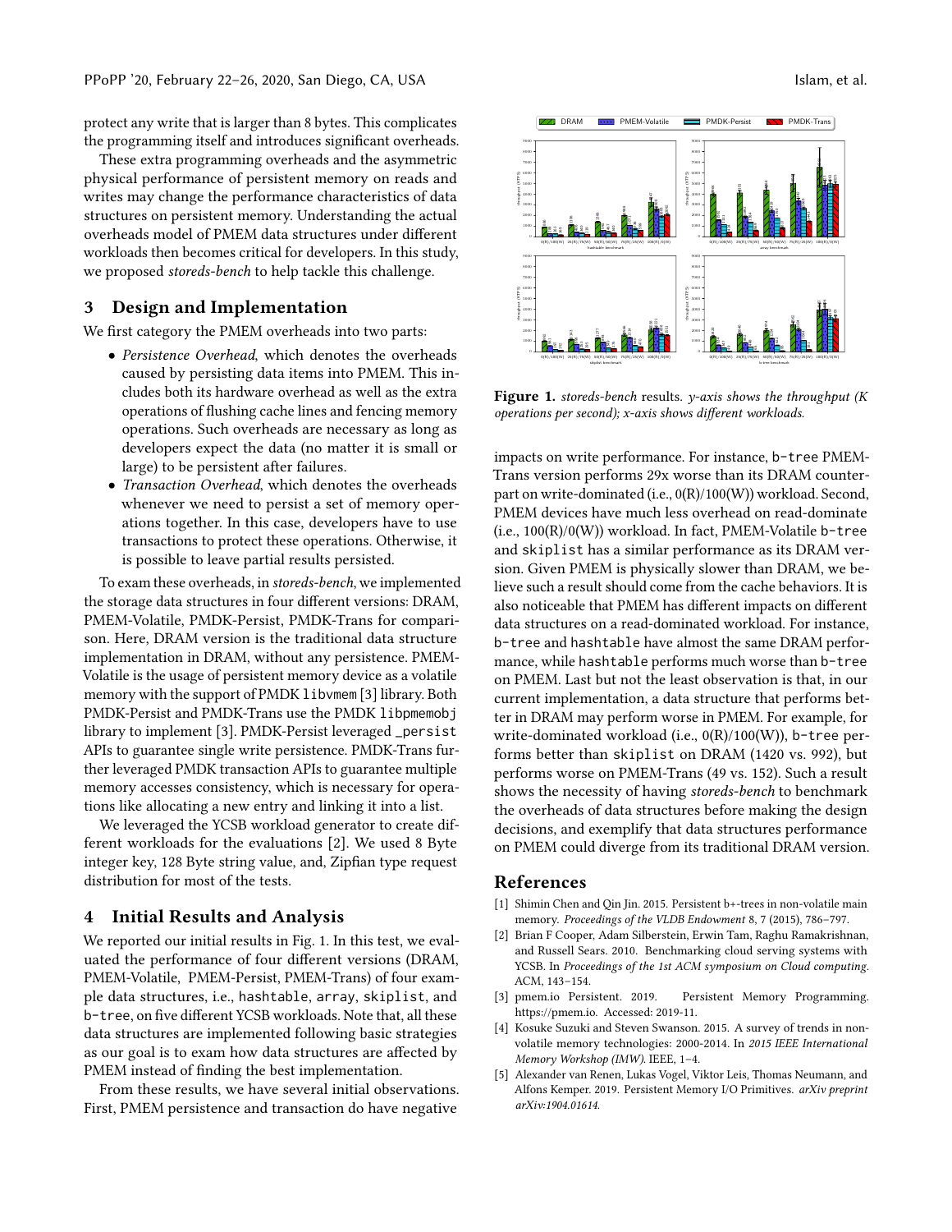protect any write that is larger than 8 bytes. This complicates the programming itself and introduces significant overheads.

These extra programming overheads and the asymmetric physical performance of persistent memory on reads and writes may change the performance characteristics of data structures on persistent memory. Understanding the actual overheads model of PMEM data structures under different workloads then becomes critical for developers. In this study, we proposed *storeds-bench* to help tackle this challenge.

## 3 Design and Implementation

We first category the PMEM overheads into two parts:

- *Persistence Overhead*, which denotes the overheads caused by persisting data items into PMEM. This includes both its hardware overhead as well as the extra operations of flushing cache lines and fencing memory operations. Such overheads are necessary as long as developers expect the data (no matter it is small or large) to be persistent after failures.
- *Transaction Overhead*, which denotes the overheads whenever we need to persist a set of memory operations together. In this case, developers have to use transactions to protect these operations. Otherwise, it is possible to leave partial results persisted.

To exam these overheads, in *storeds-bench*, we implemented the storage data structures in four different versions: DRAM, PMEM-Volatile, PMDK-Persist, PMDK-Trans for comparison. Here, DRAM version is the traditional data structure implementation in DRAM, without any persistence. PMEM-Volatile is the usage of persistent memory device as a volatile memory with the support of PMDK `libvmem` [3] library. Both PMDK-Persist and PMDK-Trans use the PMDK `libpmemobj` library to implement [3]. PMDK-Persist leveraged `_persist` APIs to guarantee single write persistence. PMDK-Trans further leveraged PMDK transaction APIs to guarantee multiple memory accesses consistency, which is necessary for operations like allocating a new entry and linking it into a list.

We leveraged the YCSB workload generator to create different workloads for the evaluations [2]. We used 8 Byte integer key, 128 Byte string value, and, Zipfian type request distribution for most of the tests.

## 4 Initial Results and Analysis

We reported our initial results in Fig. 1. In this test, we evaluated the performance of four different versions (DRAM, PMEM-Volatile, PMEM-Persist, PMEM-Trans) of four example data structures, i.e., `hashtable`, `array`, `skiplist`, and `b-tree`, on five different YCSB workloads. Note that, all these data structures are implemented following basic strategies as our goal is to exam how data structures are affected by PMEM instead of finding the best implementation.

From these results, we have several initial observations. First, PMEM persistence and transaction do have negative

DRAM PMEM-Volatile PMDK-Persist PMDK-Trans

hashtable benchmark

array benchmark

skiplist benchmark

b-tree benchmark

0(R)/100(W) 25(R)/75(W) 50(R)/50(W) 75(R)/25(W) 100(R)/0(W)

**Figure 1.** *storeds-bench results. y-axis shows the throughput (K operations per second); x-axis shows different workloads.*

impacts on write performance. For instance, `b-tree` PMEM-Trans version performs 29x worse than its DRAM counterpart on write-dominated (i.e., 0(R)/100(W)) workload. Second, PMEM devices have much less overhead on read-dominate (i.e., 100(R)/0(W)) workload. In fact, PMEM-Volatile `b-tree` and `skiplist` has a similar performance as its DRAM version. Given PMEM is physically slower than DRAM, we believe such a result should come from the cache behaviors. It is also noticeable that PMEM has different impacts on different data structures on a read-dominated workload. For instance, `b-tree` and `hashtable` have almost the same DRAM performance, while `hashtable` performs much worse than `b-tree` on PMEM. Last but not the least observation is that, in our current implementation, a data structure that performs better in DRAM may perform worse in PMEM. For example, for write-dominated workload (i.e., 0(R)/100(W)), `b-tree` performs better than `skiplist` on DRAM (1420 vs. 992), but performs worse on PMEM-Trans (49 vs. 152). Such a result shows the necessity of having *storeds-bench* to benchmark the overheads of data structures before making the design decisions, and exemplify that data structures performance on PMEM could diverge from its traditional DRAM version.

## References

[1] Shimin Chen and Qin Jin. 2015. Persistent b+-trees in non-volatile main memory. *Proceedings of the VLDB Endowment* 8, 7 (2015), 786–797.

[2] Brian F Cooper, Adam Silberstein, Erwin Tam, Raghu Ramakrishnan, and Russell Sears. 2010. Benchmarking cloud serving systems with YCSB. In *Proceedings of the 1st ACM symposium on Cloud computing*. ACM, 143–154.

[3] pmem.io Persistent. 2019. Persistent Memory Programming. https://pmem.io. Accessed: 2019-11.

[4] Kosuke Suzuki and Steven Swanson. 2015. A survey of trends in non-volatile memory technologies: 2000-2014. In *2015 IEEE International Memory Workshop (IMW)*. IEEE, 1–4.

[5] Alexander van Renen, Lukas Vogel, Viktor Leis, Thomas Neumann, and Alfons Kemper. 2019. Persistent Memory I/O Primitives. *arXiv preprint arXiv:1904.01614*.